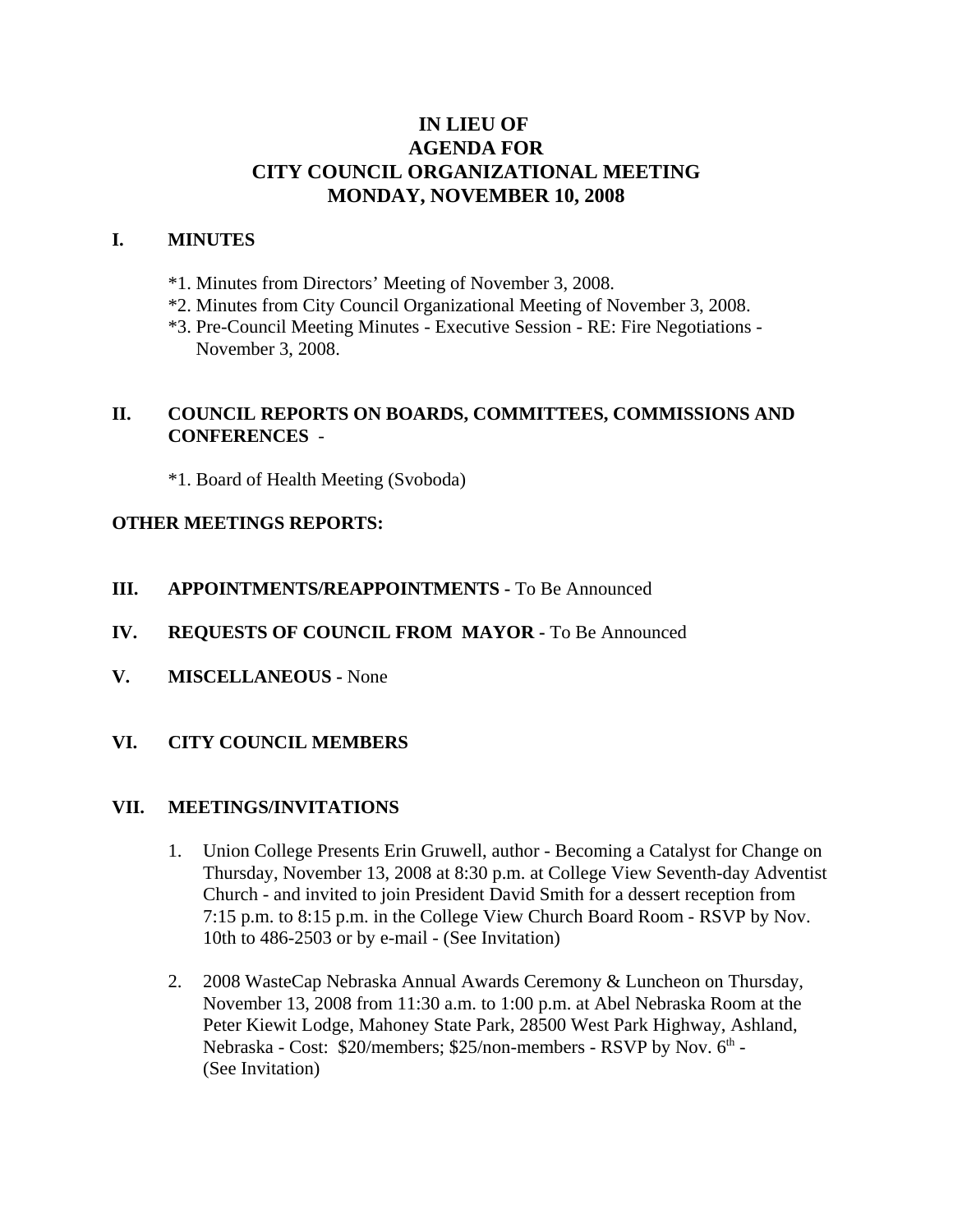# IN LIEU OF
# AGENDA FOR
# CITY COUNCIL ORGANIZATIONAL MEETING
# MONDAY, NOVEMBER 10, 2008

## I. MINUTES

*1. Minutes from Directors' Meeting of November 3, 2008.
*2. Minutes from City Council Organizational Meeting of November 3, 2008.
*3. Pre-Council Meeting Minutes - Executive Session - RE: Fire Negotiations - November 3, 2008.

## II. COUNCIL REPORTS ON BOARDS, COMMITTEES, COMMISSIONS AND CONFERENCES -

*1. Board of Health Meeting (Svoboda)

**OTHER MEETINGS REPORTS:**

## III. APPOINTMENTS/REAPPOINTMENTS - To Be Announced

## IV. REQUESTS OF COUNCIL FROM MAYOR - To Be Announced

## V. MISCELLANEOUS - None

## VI. CITY COUNCIL MEMBERS

## VII. MEETINGS/INVITATIONS

1. Union College Presents Erin Gruwell, author - Becoming a Catalyst for Change on Thursday, November 13, 2008 at 8:30 p.m. at College View Seventh-day Adventist Church - and invited to join President David Smith for a dessert reception from 7:15 p.m. to 8:15 p.m. in the College View Church Board Room - RSVP by Nov. 10th to 486-2503 or by e-mail - (See Invitation)

2. 2008 WasteCap Nebraska Annual Awards Ceremony & Luncheon on Thursday, November 13, 2008 from 11:30 a.m. to 1:00 p.m. at Abel Nebraska Room at the Peter Kiewit Lodge, Mahoney State Park, 28500 West Park Highway, Ashland, Nebraska - Cost: $20/members; $25/non-members - RSVP by Nov. 6th - (See Invitation)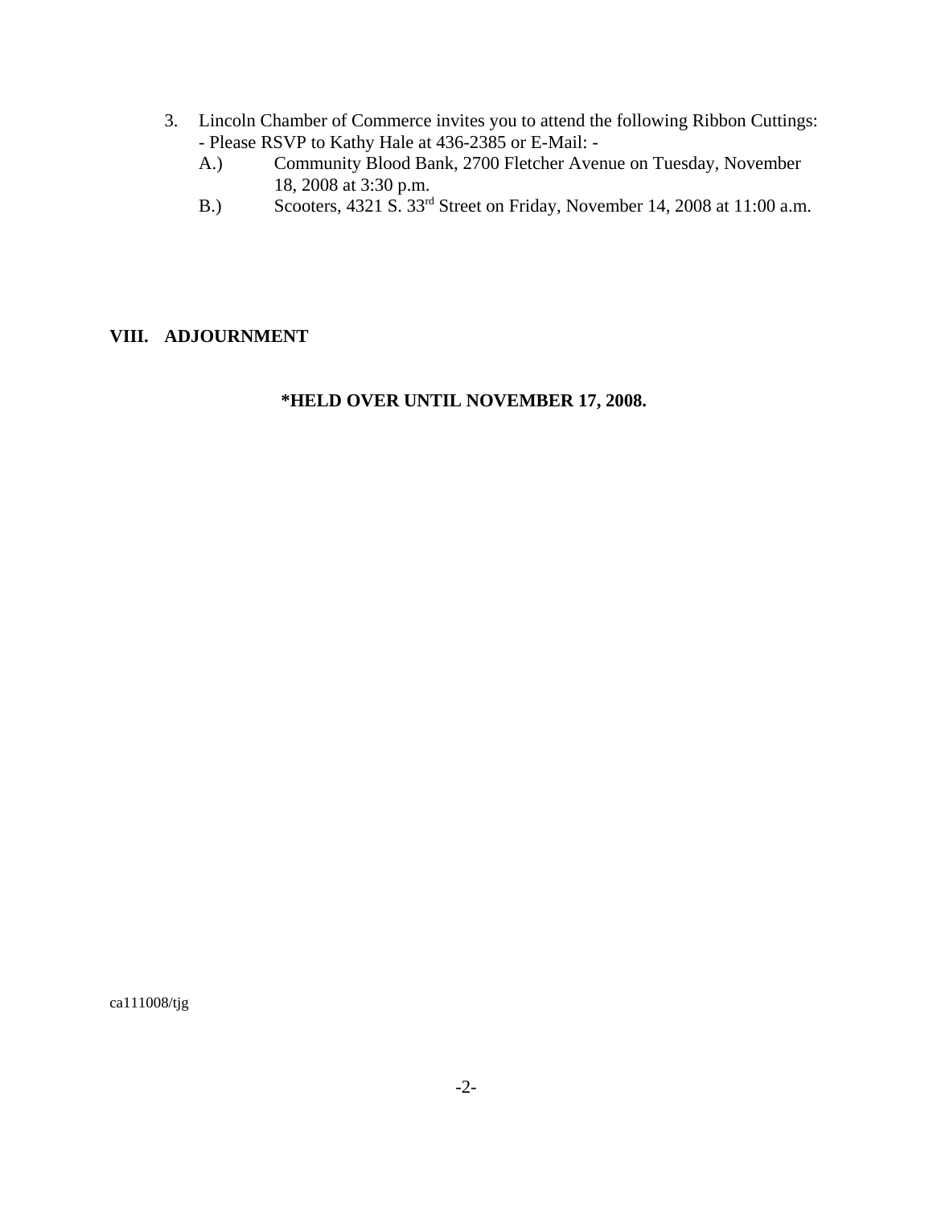3. Lincoln Chamber of Commerce invites you to attend the following Ribbon Cuttings: - Please RSVP to Kathy Hale at 436-2385 or E-Mail: -
   - A.) Community Blood Bank, 2700 Fletcher Avenue on Tuesday, November 18, 2008 at 3:30 p.m.
   - B.) Scooters, 4321 S. 33rd Street on Friday, November 14, 2008 at 11:00 a.m.

## VIII. ADJOURNMENT

**\*HELD OVER UNTIL NOVEMBER 17, 2008.**

ca111008/tjg